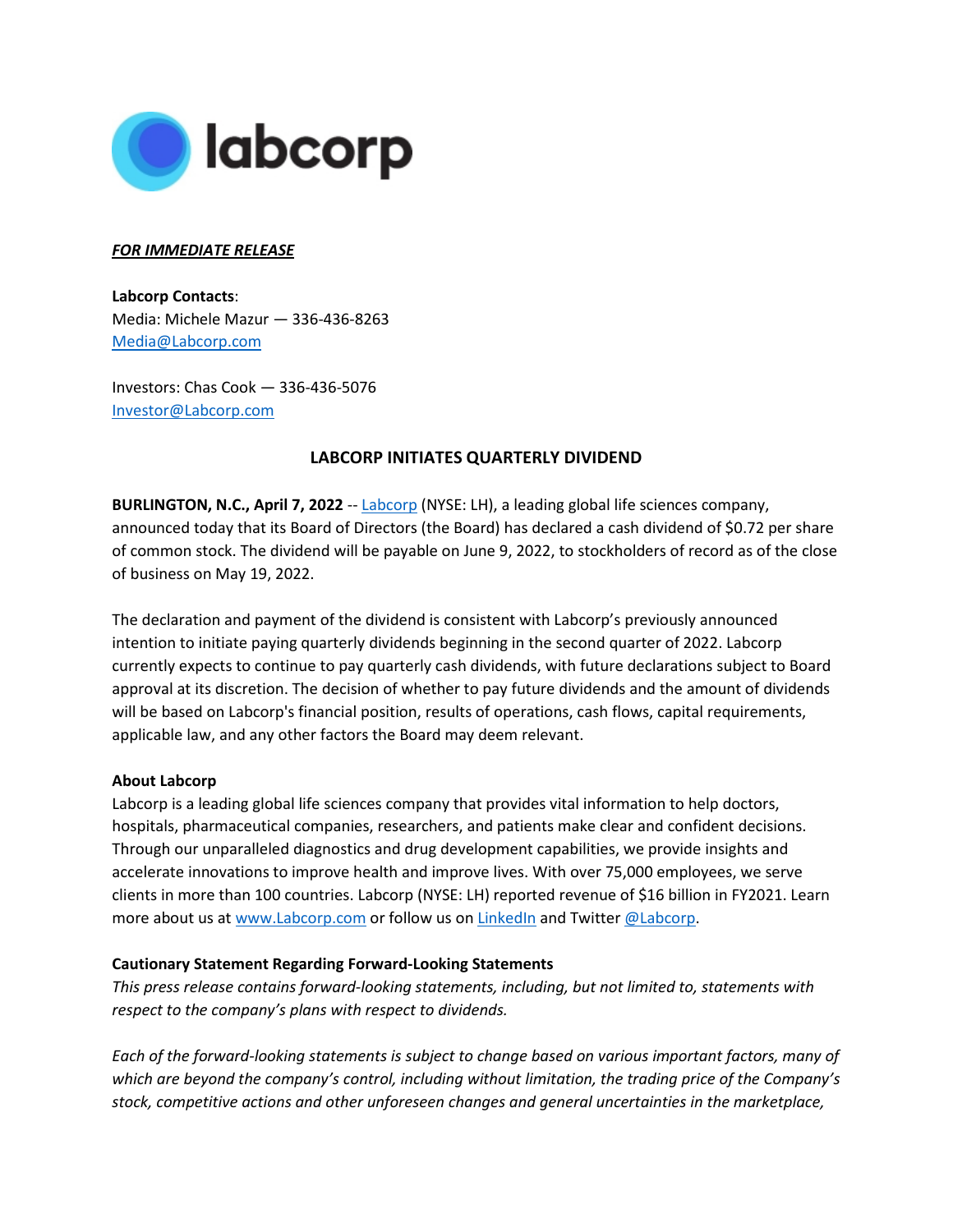***FOR IMMEDIATE RELEASE***

**Labcorp Contacts**:
Media: Michele Mazur — 336-436-8263
Media@Labcorp.com

Investors: Chas Cook — 336-436-5076
Investor@Labcorp.com

## LABCORP INITIATES QUARTERLY DIVIDEND

**BURLINGTON, N.C., April 7, 2022** -- Labcorp (NYSE: LH), a leading global life sciences company, announced today that its Board of Directors (the Board) has declared a cash dividend of $0.72 per share of common stock. The dividend will be payable on June 9, 2022, to stockholders of record as of the close of business on May 19, 2022.

The declaration and payment of the dividend is consistent with Labcorp's previously announced intention to initiate paying quarterly dividends beginning in the second quarter of 2022. Labcorp currently expects to continue to pay quarterly cash dividends, with future declarations subject to Board approval at its discretion. The decision of whether to pay future dividends and the amount of dividends will be based on Labcorp's financial position, results of operations, cash flows, capital requirements, applicable law, and any other factors the Board may deem relevant.

**About Labcorp**
Labcorp is a leading global life sciences company that provides vital information to help doctors, hospitals, pharmaceutical companies, researchers, and patients make clear and confident decisions. Through our unparalleled diagnostics and drug development capabilities, we provide insights and accelerate innovations to improve health and improve lives. With over 75,000 employees, we serve clients in more than 100 countries. Labcorp (NYSE: LH) reported revenue of $16 billion in FY2021. Learn more about us at www.Labcorp.com or follow us on LinkedIn and Twitter @Labcorp.

**Cautionary Statement Regarding Forward-Looking Statements**
*This press release contains forward-looking statements, including, but not limited to, statements with respect to the company's plans with respect to dividends.*

*Each of the forward-looking statements is subject to change based on various important factors, many of which are beyond the company's control, including without limitation, the trading price of the Company's stock, competitive actions and other unforeseen changes and general uncertainties in the marketplace,*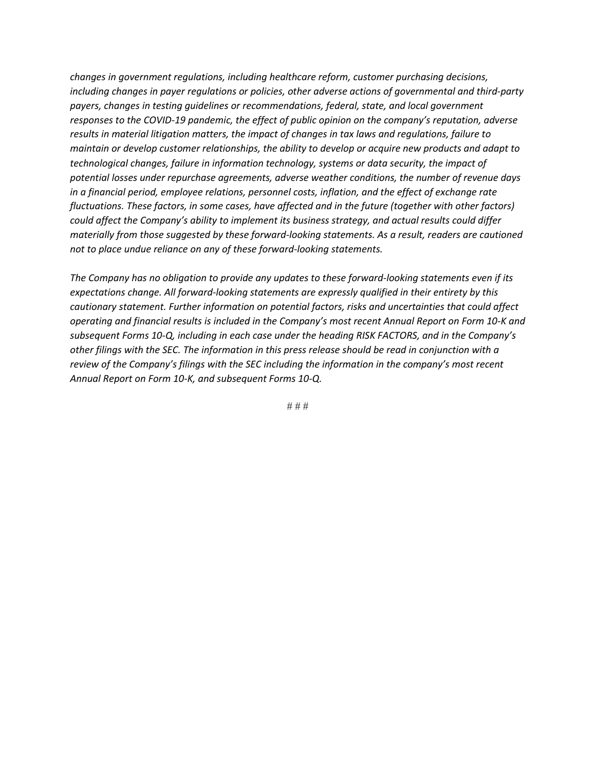*changes in government regulations, including healthcare reform, customer purchasing decisions, including changes in payer regulations or policies, other adverse actions of governmental and third-party payers, changes in testing guidelines or recommendations, federal, state, and local government responses to the COVID-19 pandemic, the effect of public opinion on the company's reputation, adverse results in material litigation matters, the impact of changes in tax laws and regulations, failure to maintain or develop customer relationships, the ability to develop or acquire new products and adapt to technological changes, failure in information technology, systems or data security, the impact of potential losses under repurchase agreements, adverse weather conditions, the number of revenue days in a financial period, employee relations, personnel costs, inflation, and the effect of exchange rate fluctuations. These factors, in some cases, have affected and in the future (together with other factors) could affect the Company's ability to implement its business strategy, and actual results could differ materially from those suggested by these forward-looking statements. As a result, readers are cautioned not to place undue reliance on any of these forward-looking statements.*

*The Company has no obligation to provide any updates to these forward-looking statements even if its expectations change. All forward-looking statements are expressly qualified in their entirety by this cautionary statement. Further information on potential factors, risks and uncertainties that could affect operating and financial results is included in the Company's most recent Annual Report on Form 10-K and subsequent Forms 10-Q, including in each case under the heading RISK FACTORS, and in the Company's other filings with the SEC. The information in this press release should be read in conjunction with a review of the Company's filings with the SEC including the information in the company's most recent Annual Report on Form 10-K, and subsequent Forms 10-Q.*

# # #